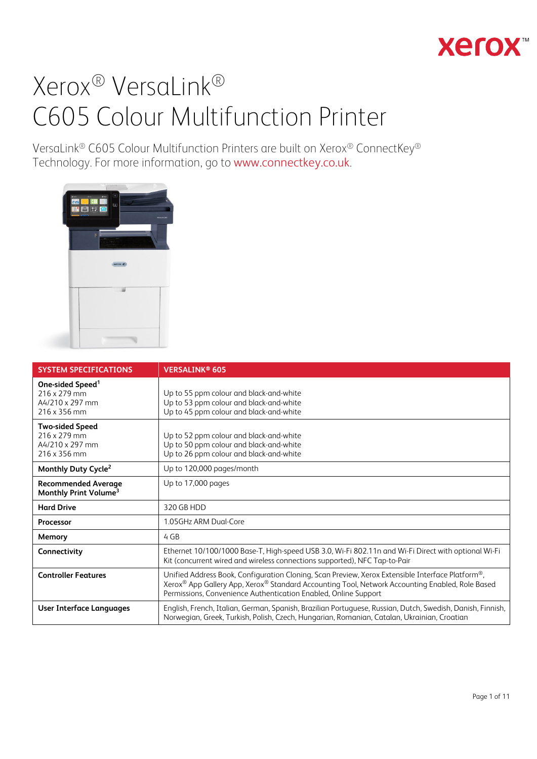# Xerox® VersaLink® C605 Colour Multifunction Printer

VersaLink® C605 Colour Multifunction Printers are built on Xerox® ConnectKey® Technology. For more information, go to www.connectkey.co.uk.

| SYSTEM SPECIFICATIONS | VERSALINK® 605 |
|---|---|
| **One-sided Speed**[1]<br>216 x 279 mm<br>A4/210 x 297 mm<br>216 x 356 mm | Up to 55 ppm colour and black-and-white<br>Up to 53 ppm colour and black-and-white<br>Up to 45 ppm colour and black-and-white |
| **Two-sided Speed**<br>216 x 279 mm<br>A4/210 x 297 mm<br>216 x 356 mm | Up to 52 ppm colour and black-and-white<br>Up to 50 ppm colour and black-and-white<br>Up to 26 ppm colour and black-and-white |
| **Monthly Duty Cycle**[2] | Up to 120,000 pages/month |
| **Recommended Average Monthly Print Volume**[3] | Up to 17,000 pages |
| **Hard Drive** | 320 GB HDD |
| **Processor** | 1.05GHz ARM Dual-Core |
| **Memory** | 4 GB |
| **Connectivity** | Ethernet 10/100/1000 Base-T, High-speed USB 3.0, Wi-Fi 802.11n and Wi-Fi Direct with optional Wi-Fi Kit (concurrent wired and wireless connections supported), NFC Tap-to-Pair |
| **Controller Features** | Unified Address Book, Configuration Cloning, Scan Preview, Xerox Extensible Interface Platform®, Xerox® App Gallery App, Xerox® Standard Accounting Tool, Network Accounting Enabled, Role Based Permissions, Convenience Authentication Enabled, Online Support |
| **User Interface Languages** | English, French, Italian, German, Spanish, Brazilian Portuguese, Russian, Dutch, Swedish, Danish, Finnish, Norwegian, Greek, Turkish, Polish, Czech, Hungarian, Romanian, Catalan, Ukrainian, Croatian |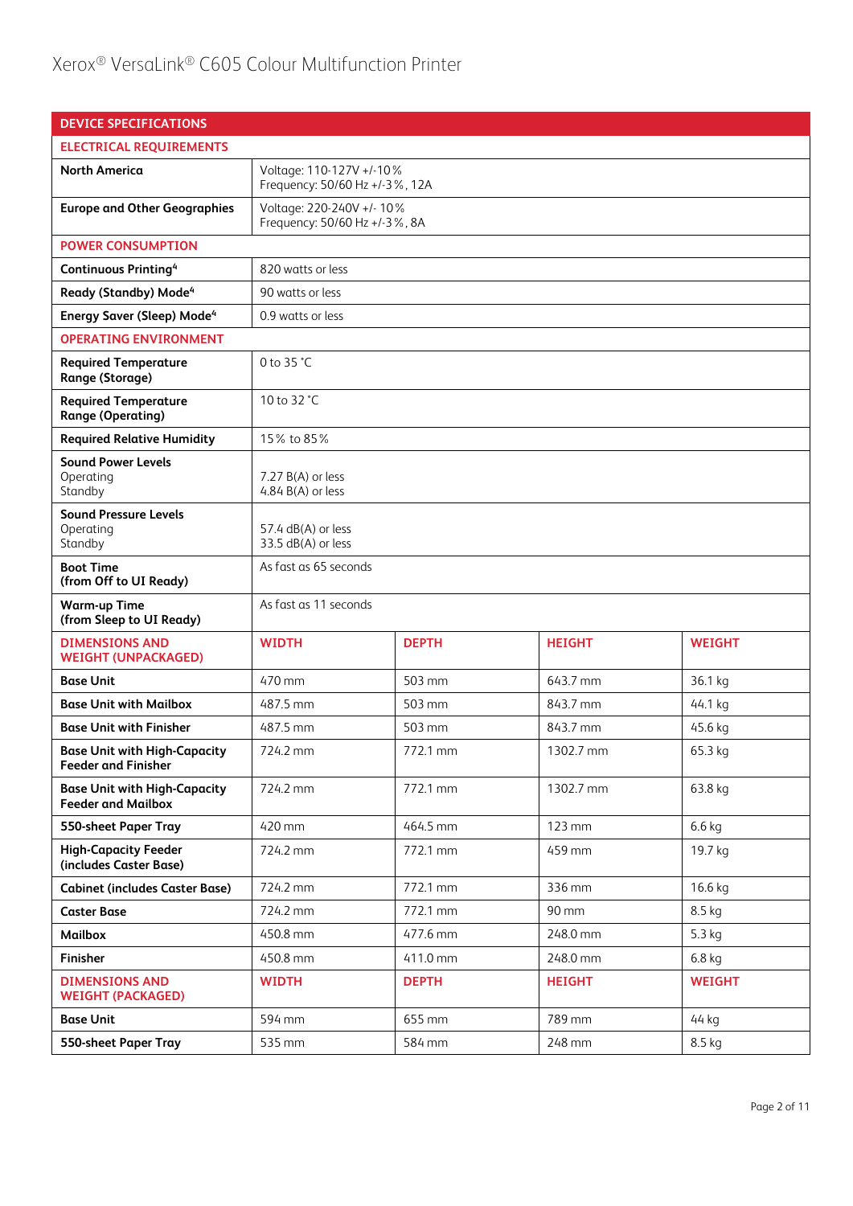| DEVICE SPECIFICATIONS | | | | |
|---|---|---|---|---|
| **ELECTRICAL REQUIREMENTS** | | | | |
| **North America** | Voltage: 110-127V +/-10%<br>Frequency: 50/60 Hz +/-3%, 12A | | | |
| **Europe and Other Geographies** | Voltage: 220-240V +/- 10%<br>Frequency: 50/60 Hz +/-3%, 8A | | | |
| **POWER CONSUMPTION** | | | | |
| **Continuous Printing**[4] | 820 watts or less | | | |
| **Ready (Standby) Mode**[4] | 90 watts or less | | | |
| **Energy Saver (Sleep) Mode**[4] | 0.9 watts or less | | | |
| **OPERATING ENVIRONMENT** | | | | |
| **Required Temperature Range (Storage)** | 0 to 35 °C | | | |
| **Required Temperature Range (Operating)** | 10 to 32 °C | | | |
| **Required Relative Humidity** | 15% to 85% | | | |
| **Sound Power Levels**<br>Operating<br>Standby | 7.27 B(A) or less<br>4.84 B(A) or less | | | |
| **Sound Pressure Levels**<br>Operating<br>Standby | 57.4 dB(A) or less<br>33.5 dB(A) or less | | | |
| **Boot Time (from Off to UI Ready)** | As fast as 65 seconds | | | |
| **Warm-up Time (from Sleep to UI Ready)** | As fast as 11 seconds | | | |
| **DIMENSIONS AND WEIGHT (UNPACKAGED)** | **WIDTH** | **DEPTH** | **HEIGHT** | **WEIGHT** |
| **Base Unit** | 470 mm | 503 mm | 643.7 mm | 36.1 kg |
| **Base Unit with Mailbox** | 487.5 mm | 503 mm | 843.7 mm | 44.1 kg |
| **Base Unit with Finisher** | 487.5 mm | 503 mm | 843.7 mm | 45.6 kg |
| **Base Unit with High-Capacity Feeder and Finisher** | 724.2 mm | 772.1 mm | 1302.7 mm | 65.3 kg |
| **Base Unit with High-Capacity Feeder and Mailbox** | 724.2 mm | 772.1 mm | 1302.7 mm | 63.8 kg |
| **550-sheet Paper Tray** | 420 mm | 464.5 mm | 123 mm | 6.6 kg |
| **High-Capacity Feeder (includes Caster Base)** | 724.2 mm | 772.1 mm | 459 mm | 19.7 kg |
| **Cabinet (includes Caster Base)** | 724.2 mm | 772.1 mm | 336 mm | 16.6 kg |
| **Caster Base** | 724.2 mm | 772.1 mm | 90 mm | 8.5 kg |
| **Mailbox** | 450.8 mm | 477.6 mm | 248.0 mm | 5.3 kg |
| **Finisher** | 450.8 mm | 411.0 mm | 248.0 mm | 6.8 kg |
| **DIMENSIONS AND WEIGHT (PACKAGED)** | **WIDTH** | **DEPTH** | **HEIGHT** | **WEIGHT** |
| **Base Unit** | 594 mm | 655 mm | 789 mm | 44 kg |
| **550-sheet Paper Tray** | 535 mm | 584 mm | 248 mm | 8.5 kg |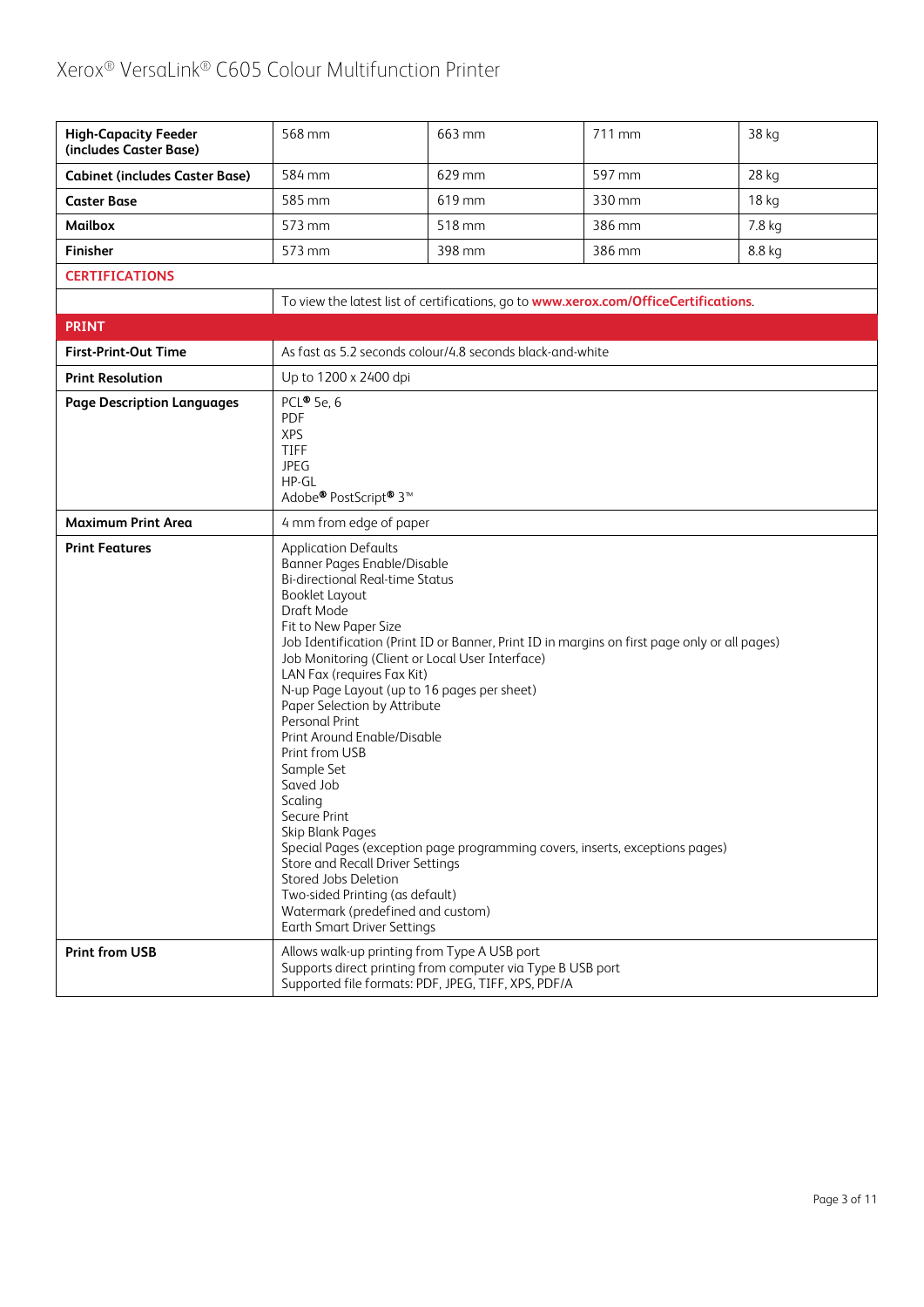| | | | | |
|---|---|---|---|---|
| **High-Capacity Feeder (includes Caster Base)** | 568 mm | 663 mm | 711 mm | 38 kg |
| **Cabinet (includes Caster Base)** | 584 mm | 629 mm | 597 mm | 28 kg |
| **Caster Base** | 585 mm | 619 mm | 330 mm | 18 kg |
| **Mailbox** | 573 mm | 518 mm | 386 mm | 7.8 kg |
| **Finisher** | 573 mm | 398 mm | 386 mm | 8.8 kg |

## CERTIFICATIONS

| | |
|---|---|
| | To view the latest list of certifications, go to **www.xerox.com/OfficeCertifications**. |

## PRINT

| | |
|---|---|
| **First-Print-Out Time** | As fast as 5.2 seconds colour/4.8 seconds black-and-white |
| **Print Resolution** | Up to 1200 x 2400 dpi |
| **Page Description Languages** | PCL® 5e, 6<br>PDF<br>XPS<br>TIFF<br>JPEG<br>HP-GL<br>Adobe® PostScript® 3™ |
| **Maximum Print Area** | 4 mm from edge of paper |
| **Print Features** | Application Defaults<br>Banner Pages Enable/Disable<br>Bi-directional Real-time Status<br>Booklet Layout<br>Draft Mode<br>Fit to New Paper Size<br>Job Identification (Print ID or Banner, Print ID in margins on first page only or all pages)<br>Job Monitoring (Client or Local User Interface)<br>LAN Fax (requires Fax Kit)<br>N-up Page Layout (up to 16 pages per sheet)<br>Paper Selection by Attribute<br>Personal Print<br>Print Around Enable/Disable<br>Print from USB<br>Sample Set<br>Saved Job<br>Scaling<br>Secure Print<br>Skip Blank Pages<br>Special Pages (exception page programming covers, inserts, exceptions pages)<br>Store and Recall Driver Settings<br>Stored Jobs Deletion<br>Two-sided Printing (as default)<br>Watermark (predefined and custom)<br>Earth Smart Driver Settings |
| **Print from USB** | Allows walk-up printing from Type A USB port<br>Supports direct printing from computer via Type B USB port<br>Supported file formats: PDF, JPEG, TIFF, XPS, PDF/A |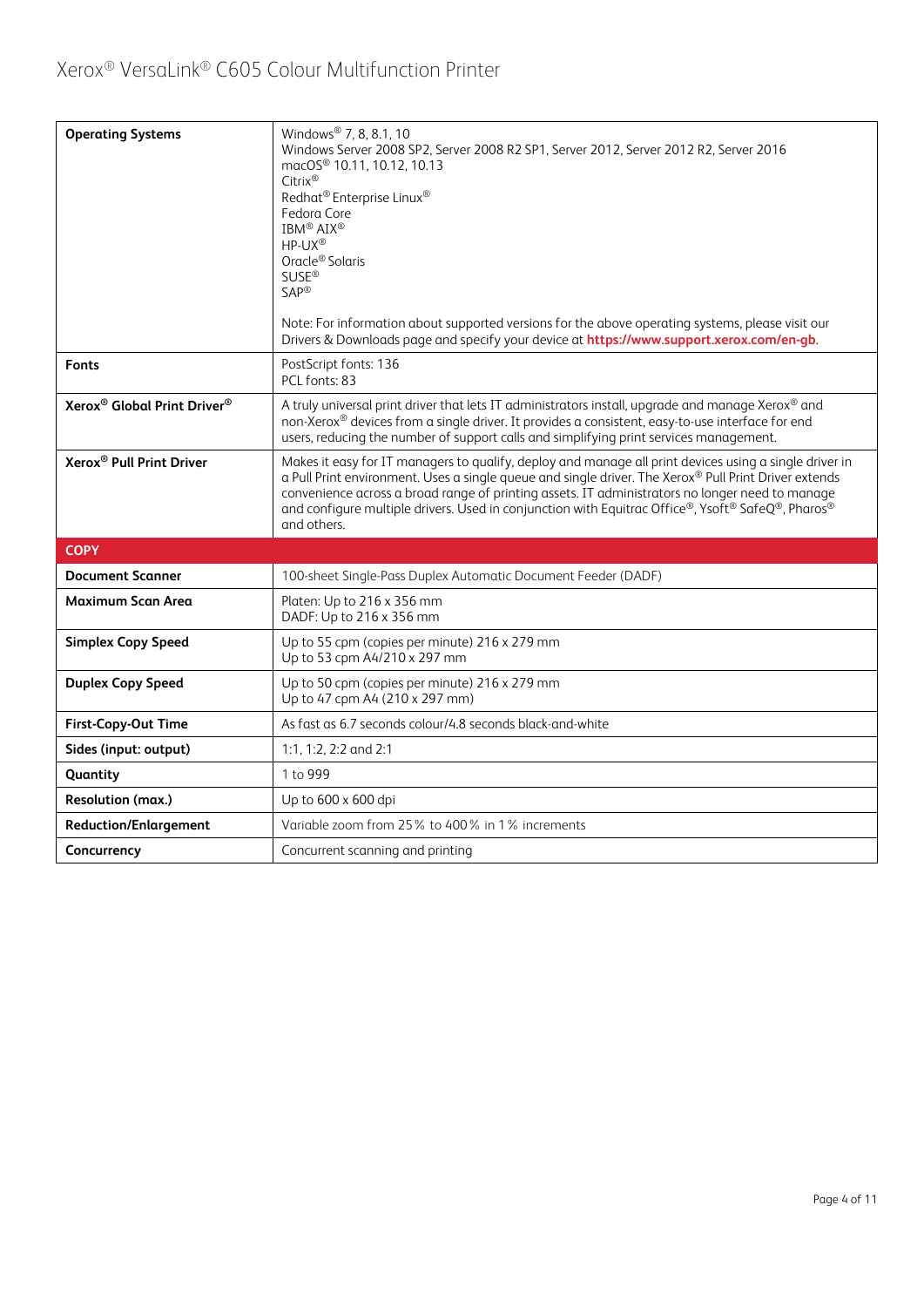| | |
|---|---|
| **Operating Systems** | Windows® 7, 8, 8.1, 10<br>Windows Server 2008 SP2, Server 2008 R2 SP1, Server 2012, Server 2012 R2, Server 2016<br>macOS® 10.11, 10.12, 10.13<br>Citrix®<br>Redhat® Enterprise Linux®<br>Fedora Core<br>IBM® AIX®<br>HP-UX®<br>Oracle® Solaris<br>SUSE®<br>SAP®<br><br>Note: For information about supported versions for the above operating systems, please visit our Drivers & Downloads page and specify your device at **https://www.support.xerox.com/en-gb**. |
| **Fonts** | PostScript fonts: 136<br>PCL fonts: 83 |
| **Xerox® Global Print Driver®** | A truly universal print driver that lets IT administrators install, upgrade and manage Xerox® and non-Xerox® devices from a single driver. It provides a consistent, easy-to-use interface for end users, reducing the number of support calls and simplifying print services management. |
| **Xerox® Pull Print Driver** | Makes it easy for IT managers to qualify, deploy and manage all print devices using a single driver in a Pull Print environment. Uses a single queue and single driver. The Xerox® Pull Print Driver extends convenience across a broad range of printing assets. IT administrators no longer need to manage and configure multiple drivers. Used in conjunction with Equitrac Office®, Ysoft® SafeQ®, Pharos® and others. |
| **COPY** | |
| **Document Scanner** | 100-sheet Single-Pass Duplex Automatic Document Feeder (DADF) |
| **Maximum Scan Area** | Platen: Up to 216 x 356 mm<br>DADF: Up to 216 x 356 mm |
| **Simplex Copy Speed** | Up to 55 cpm (copies per minute) 216 x 279 mm<br>Up to 53 cpm A4/210 x 297 mm |
| **Duplex Copy Speed** | Up to 50 cpm (copies per minute) 216 x 279 mm<br>Up to 47 cpm A4 (210 x 297 mm) |
| **First-Copy-Out Time** | As fast as 6.7 seconds colour/4.8 seconds black-and-white |
| **Sides (input: output)** | 1:1, 1:2, 2:2 and 2:1 |
| **Quantity** | 1 to 999 |
| **Resolution (max.)** | Up to 600 x 600 dpi |
| **Reduction/Enlargement** | Variable zoom from 25% to 400% in 1% increments |
| **Concurrency** | Concurrent scanning and printing |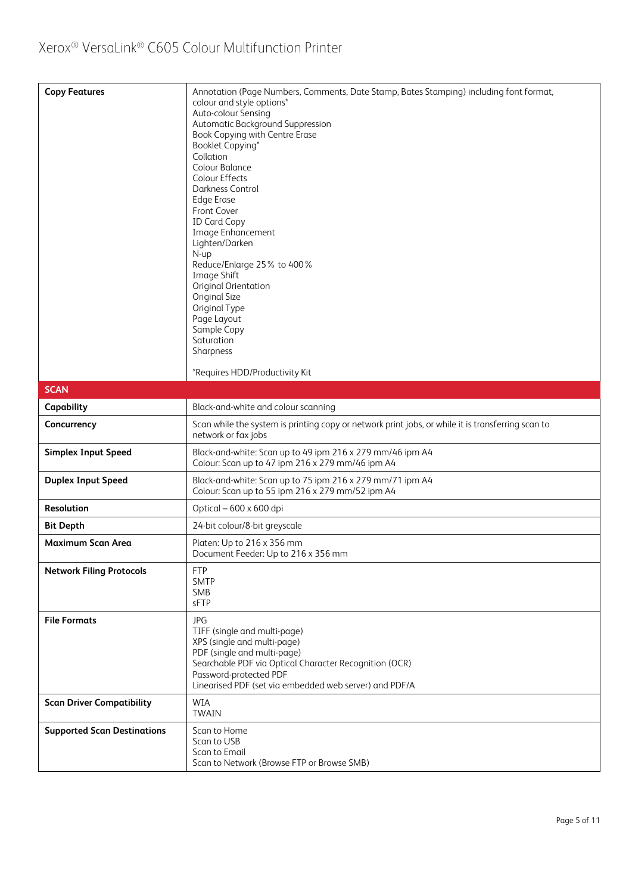| | |
|---|---|
| **Copy Features** | Annotation (Page Numbers, Comments, Date Stamp, Bates Stamping) including font format, colour and style options*<br>Auto-colour Sensing<br>Automatic Background Suppression<br>Book Copying with Centre Erase<br>Booklet Copying*<br>Collation<br>Colour Balance<br>Colour Effects<br>Darkness Control<br>Edge Erase<br>Front Cover<br>ID Card Copy<br>Image Enhancement<br>Lighten/Darken<br>N-up<br>Reduce/Enlarge 25% to 400%<br>Image Shift<br>Original Orientation<br>Original Size<br>Original Type<br>Page Layout<br>Sample Copy<br>Saturation<br>Sharpness<br><br>*Requires HDD/Productivity Kit |
| **SCAN** | |
| **Capability** | Black-and-white and colour scanning |
| **Concurrency** | Scan while the system is printing copy or network print jobs, or while it is transferring scan to network or fax jobs |
| **Simplex Input Speed** | Black-and-white: Scan up to 49 ipm 216 x 279 mm/46 ipm A4<br>Colour: Scan up to 47 ipm 216 x 279 mm/46 ipm A4 |
| **Duplex Input Speed** | Black-and-white: Scan up to 75 ipm 216 x 279 mm/71 ipm A4<br>Colour: Scan up to 55 ipm 216 x 279 mm/52 ipm A4 |
| **Resolution** | Optical – 600 x 600 dpi |
| **Bit Depth** | 24-bit colour/8-bit greyscale |
| **Maximum Scan Area** | Platen: Up to 216 x 356 mm<br>Document Feeder: Up to 216 x 356 mm |
| **Network Filing Protocols** | FTP<br>SMTP<br>SMB<br>sFTP |
| **File Formats** | JPG<br>TIFF (single and multi-page)<br>XPS (single and multi-page)<br>PDF (single and multi-page)<br>Searchable PDF via Optical Character Recognition (OCR)<br>Password-protected PDF<br>Linearised PDF (set via embedded web server) and PDF/A |
| **Scan Driver Compatibility** | WIA<br>TWAIN |
| **Supported Scan Destinations** | Scan to Home<br>Scan to USB<br>Scan to Email<br>Scan to Network (Browse FTP or Browse SMB) |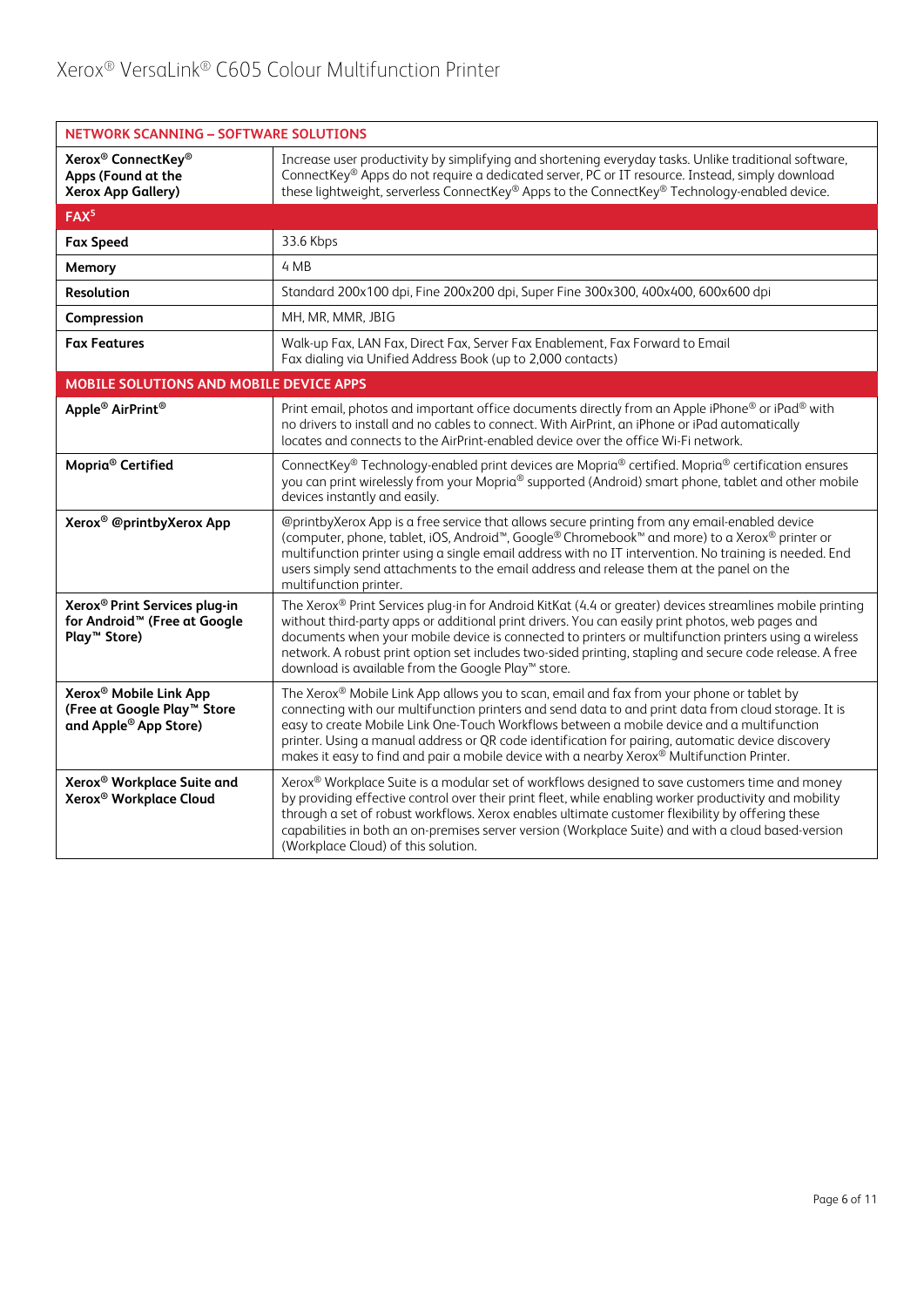| NETWORK SCANNING – SOFTWARE SOLUTIONS | |
|---|---|
| **Xerox® ConnectKey® Apps (Found at the Xerox App Gallery)** | Increase user productivity by simplifying and shortening everyday tasks. Unlike traditional software, ConnectKey® Apps do not require a dedicated server, PC or IT resource. Instead, simply download these lightweight, serverless ConnectKey® Apps to the ConnectKey® Technology-enabled device. |
| **FAX[5]** | |
| **Fax Speed** | 33.6 Kbps |
| **Memory** | 4 MB |
| **Resolution** | Standard 200x100 dpi, Fine 200x200 dpi, Super Fine 300x300, 400x400, 600x600 dpi |
| **Compression** | MH, MR, MMR, JBIG |
| **Fax Features** | Walk-up Fax, LAN Fax, Direct Fax, Server Fax Enablement, Fax Forward to Email<br>Fax dialing via Unified Address Book (up to 2,000 contacts) |
| **MOBILE SOLUTIONS AND MOBILE DEVICE APPS** | |
| **Apple® AirPrint®** | Print email, photos and important office documents directly from an Apple iPhone® or iPad® with no drivers to install and no cables to connect. With AirPrint, an iPhone or iPad automatically locates and connects to the AirPrint-enabled device over the office Wi-Fi network. |
| **Mopria® Certified** | ConnectKey® Technology-enabled print devices are Mopria® certified. Mopria® certification ensures you can print wirelessly from your Mopria® supported (Android) smart phone, tablet and other mobile devices instantly and easily. |
| **Xerox® @printbyXerox App** | @printbyXerox App is a free service that allows secure printing from any email-enabled device (computer, phone, tablet, iOS, Android™, Google® Chromebook™ and more) to a Xerox® printer or multifunction printer using a single email address with no IT intervention. No training is needed. End users simply send attachments to the email address and release them at the panel on the multifunction printer. |
| **Xerox® Print Services plug-in for Android™ (Free at Google Play™ Store)** | The Xerox® Print Services plug-in for Android KitKat (4.4 or greater) devices streamlines mobile printing without third-party apps or additional print drivers. You can easily print photos, web pages and documents when your mobile device is connected to printers or multifunction printers using a wireless network. A robust print option set includes two-sided printing, stapling and secure code release. A free download is available from the Google Play™ store. |
| **Xerox® Mobile Link App (Free at Google Play™ Store and Apple® App Store)** | The Xerox® Mobile Link App allows you to scan, email and fax from your phone or tablet by connecting with our multifunction printers and send data to and print data from cloud storage. It is easy to create Mobile Link One-Touch Workflows between a mobile device and a multifunction printer. Using a manual address or QR code identification for pairing, automatic device discovery makes it easy to find and pair a mobile device with a nearby Xerox® Multifunction Printer. |
| **Xerox® Workplace Suite and Xerox® Workplace Cloud** | Xerox® Workplace Suite is a modular set of workflows designed to save customers time and money by providing effective control over their print fleet, while enabling worker productivity and mobility through a set of robust workflows. Xerox enables ultimate customer flexibility by offering these capabilities in both an on-premises server version (Workplace Suite) and with a cloud based-version (Workplace Cloud) of this solution. |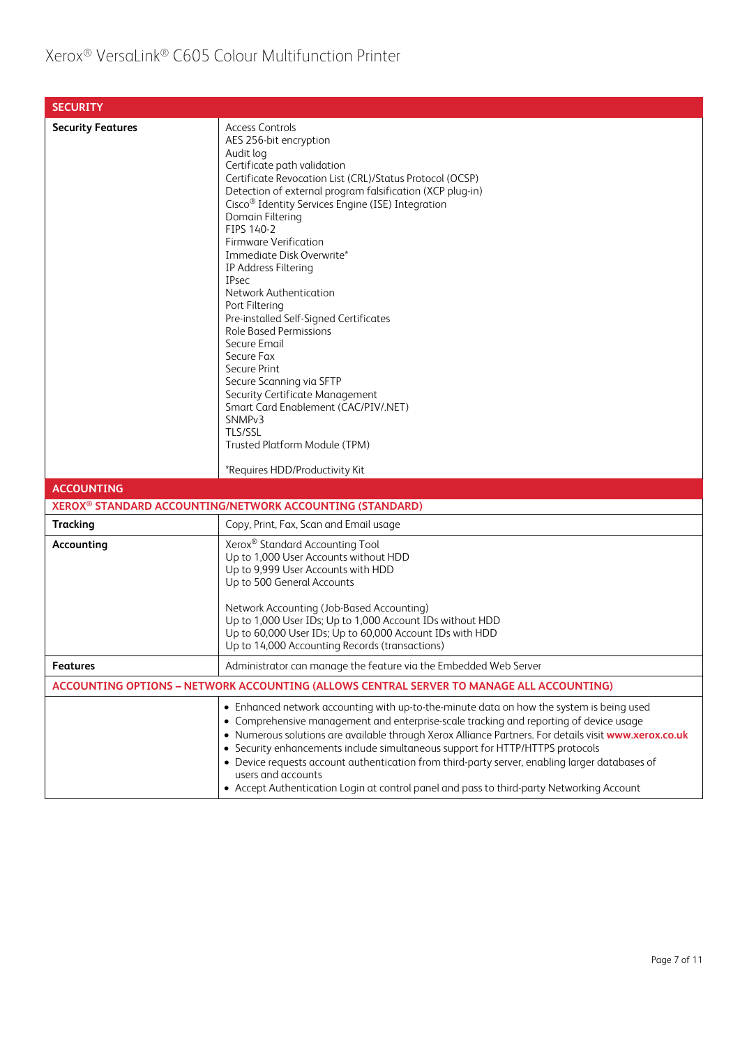# Xerox® VersaLink® C605 Colour Multifunction Printer

| SECURITY | |
|---|---|
| **Security Features** | Access Controls<br>AES 256-bit encryption<br>Audit log<br>Certificate path validation<br>Certificate Revocation List (CRL)/Status Protocol (OCSP)<br>Detection of external program falsification (XCP plug-in)<br>Cisco® Identity Services Engine (ISE) Integration<br>Domain Filtering<br>FIPS 140-2<br>Firmware Verification<br>Immediate Disk Overwrite*<br>IP Address Filtering<br>IPsec<br>Network Authentication<br>Port Filtering<br>Pre-installed Self-Signed Certificates<br>Role Based Permissions<br>Secure Email<br>Secure Fax<br>Secure Print<br>Secure Scanning via SFTP<br>Security Certificate Management<br>Smart Card Enablement (CAC/PIV/.NET)<br>SNMPv3<br>TLS/SSL<br>Trusted Platform Module (TPM)<br><br>*Requires HDD/Productivity Kit |

| ACCOUNTING | |
|---|---|
| **XEROX® STANDARD ACCOUNTING/NETWORK ACCOUNTING (STANDARD)** | |
| **Tracking** | Copy, Print, Fax, Scan and Email usage |
| **Accounting** | Xerox® Standard Accounting Tool<br>Up to 1,000 User Accounts without HDD<br>Up to 9,999 User Accounts with HDD<br>Up to 500 General Accounts<br><br>Network Accounting (Job-Based Accounting)<br>Up to 1,000 User IDs; Up to 1,000 Account IDs without HDD<br>Up to 60,000 User IDs; Up to 60,000 Account IDs with HDD<br>Up to 14,000 Accounting Records (transactions) |
| **Features** | Administrator can manage the feature via the Embedded Web Server |
| **ACCOUNTING OPTIONS – NETWORK ACCOUNTING (ALLOWS CENTRAL SERVER TO MANAGE ALL ACCOUNTING)** | |
| | • Enhanced network accounting with up-to-the-minute data on how the system is being used<br>• Comprehensive management and enterprise-scale tracking and reporting of device usage<br>• Numerous solutions are available through Xerox Alliance Partners. For details visit **www.xerox.co.uk**<br>• Security enhancements include simultaneous support for HTTP/HTTPS protocols<br>• Device requests account authentication from third-party server, enabling larger databases of users and accounts<br>• Accept Authentication Login at control panel and pass to third-party Networking Account |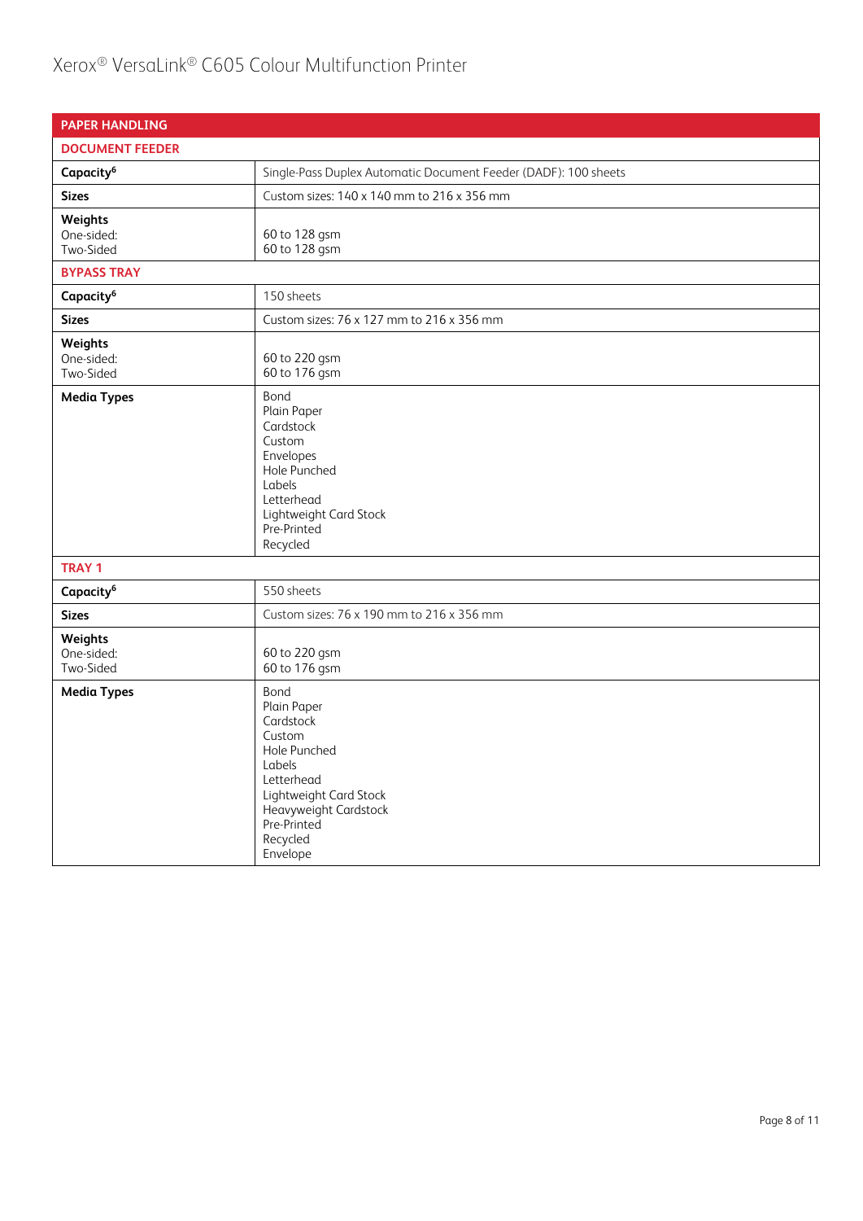| PAPER HANDLING | |
|---|---|
| **DOCUMENT FEEDER** | |
| **Capacity**[6] | Single-Pass Duplex Automatic Document Feeder (DADF): 100 sheets |
| **Sizes** | Custom sizes: 140 x 140 mm to 216 x 356 mm |
| **Weights**<br>One-sided:<br>Two-Sided | <br>60 to 128 gsm<br>60 to 128 gsm |
| **BYPASS TRAY** | |
| **Capacity**[6] | 150 sheets |
| **Sizes** | Custom sizes: 76 x 127 mm to 216 x 356 mm |
| **Weights**<br>One-sided:<br>Two-Sided | <br>60 to 220 gsm<br>60 to 176 gsm |
| **Media Types** | Bond<br>Plain Paper<br>Cardstock<br>Custom<br>Envelopes<br>Hole Punched<br>Labels<br>Letterhead<br>Lightweight Card Stock<br>Pre-Printed<br>Recycled |
| **TRAY 1** | |
| **Capacity**[6] | 550 sheets |
| **Sizes** | Custom sizes: 76 x 190 mm to 216 x 356 mm |
| **Weights**<br>One-sided:<br>Two-Sided | <br>60 to 220 gsm<br>60 to 176 gsm |
| **Media Types** | Bond<br>Plain Paper<br>Cardstock<br>Custom<br>Hole Punched<br>Labels<br>Letterhead<br>Lightweight Card Stock<br>Heavyweight Cardstock<br>Pre-Printed<br>Recycled<br>Envelope |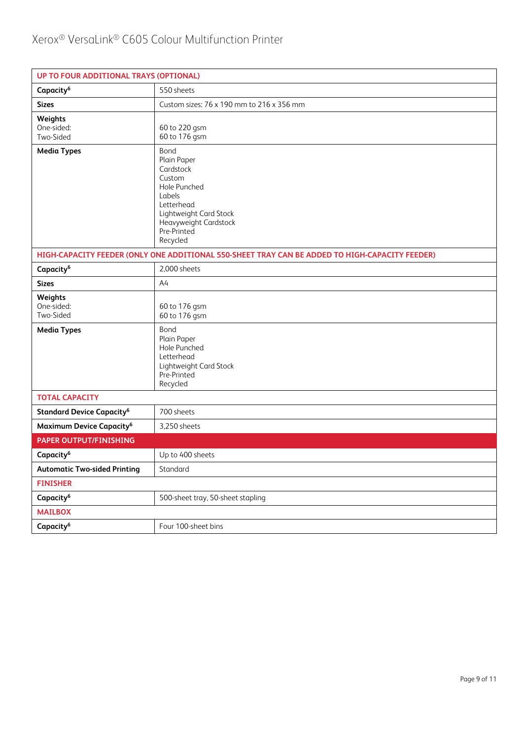| UP TO FOUR ADDITIONAL TRAYS (OPTIONAL) | |
|---|---|
| **Capacity**[6] | 550 sheets |
| **Sizes** | Custom sizes: 76 x 190 mm to 216 x 356 mm |
| **Weights**<br>One-sided:<br>Two-Sided | <br>60 to 220 gsm<br>60 to 176 gsm |
| **Media Types** | Bond<br>Plain Paper<br>Cardstock<br>Custom<br>Hole Punched<br>Labels<br>Letterhead<br>Lightweight Card Stock<br>Heavyweight Cardstock<br>Pre-Printed<br>Recycled |
| **HIGH-CAPACITY FEEDER (ONLY ONE ADDITIONAL 550-SHEET TRAY CAN BE ADDED TO HIGH-CAPACITY FEEDER)** | |
| **Capacity**[6] | 2,000 sheets |
| **Sizes** | A4 |
| **Weights**<br>One-sided:<br>Two-Sided | <br>60 to 176 gsm<br>60 to 176 gsm |
| **Media Types** | Bond<br>Plain Paper<br>Hole Punched<br>Letterhead<br>Lightweight Card Stock<br>Pre-Printed<br>Recycled |
| **TOTAL CAPACITY** | |
| **Standard Device Capacity**[6] | 700 sheets |
| **Maximum Device Capacity**[6] | 3,250 sheets |
| **PAPER OUTPUT/FINISHING** | |
| **Capacity**[6] | Up to 400 sheets |
| **Automatic Two-sided Printing** | Standard |
| **FINISHER** | |
| **Capacity**[6] | 500-sheet tray, 50-sheet stapling |
| **MAILBOX** | |
| **Capacity**[6] | Four 100-sheet bins |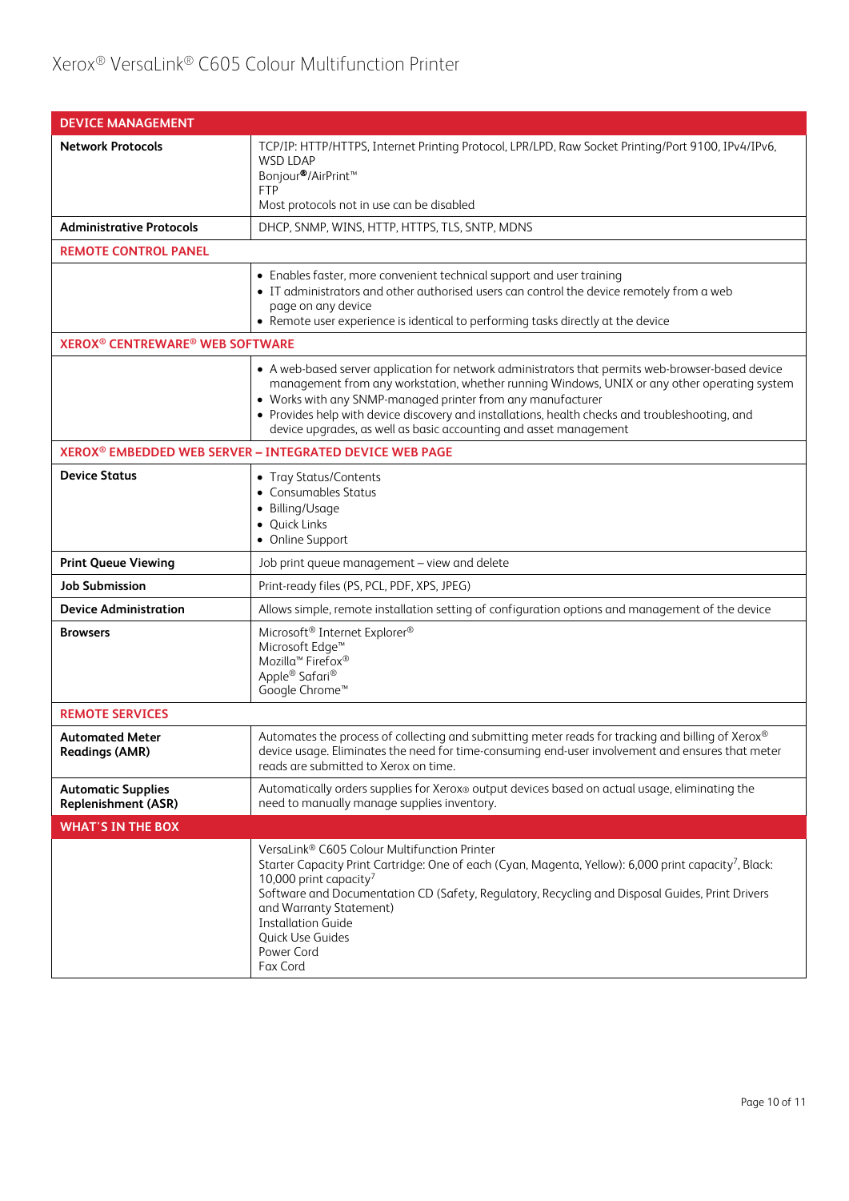| DEVICE MANAGEMENT | |
|---|---|
| **Network Protocols** | TCP/IP: HTTP/HTTPS, Internet Printing Protocol, LPR/LPD, Raw Socket Printing/Port 9100, IPv4/IPv6, WSD LDAP<br>Bonjour®/AirPrint™<br>FTP<br>Most protocols not in use can be disabled |
| **Administrative Protocols** | DHCP, SNMP, WINS, HTTP, HTTPS, TLS, SNTP, MDNS |
| **REMOTE CONTROL PANEL** | |
| | • Enables faster, more convenient technical support and user training<br>• IT administrators and other authorised users can control the device remotely from a web page on any device<br>• Remote user experience is identical to performing tasks directly at the device |
| **XEROX® CENTREWARE® WEB SOFTWARE** | |
| | • A web-based server application for network administrators that permits web-browser-based device management from any workstation, whether running Windows, UNIX or any other operating system<br>• Works with any SNMP-managed printer from any manufacturer<br>• Provides help with device discovery and installations, health checks and troubleshooting, and device upgrades, as well as basic accounting and asset management |
| **XEROX® EMBEDDED WEB SERVER – INTEGRATED DEVICE WEB PAGE** | |
| **Device Status** | • Tray Status/Contents<br>• Consumables Status<br>• Billing/Usage<br>• Quick Links<br>• Online Support |
| **Print Queue Viewing** | Job print queue management – view and delete |
| **Job Submission** | Print-ready files (PS, PCL, PDF, XPS, JPEG) |
| **Device Administration** | Allows simple, remote installation setting of configuration options and management of the device |
| **Browsers** | Microsoft® Internet Explorer®<br>Microsoft Edge™<br>Mozilla™ Firefox®<br>Apple® Safari®<br>Google Chrome™ |
| **REMOTE SERVICES** | |
| **Automated Meter Readings (AMR)** | Automates the process of collecting and submitting meter reads for tracking and billing of Xerox® device usage. Eliminates the need for time-consuming end-user involvement and ensures that meter reads are submitted to Xerox on time. |
| **Automatic Supplies Replenishment (ASR)** | Automatically orders supplies for Xerox® output devices based on actual usage, eliminating the need to manually manage supplies inventory. |
| **WHAT'S IN THE BOX** | |
| | VersaLink® C605 Colour Multifunction Printer<br>Starter Capacity Print Cartridge: One of each (Cyan, Magenta, Yellow): 6,000 print capacity[7], Black: 10,000 print capacity[7]<br>Software and Documentation CD (Safety, Regulatory, Recycling and Disposal Guides, Print Drivers and Warranty Statement)<br>Installation Guide<br>Quick Use Guides<br>Power Cord<br>Fax Cord |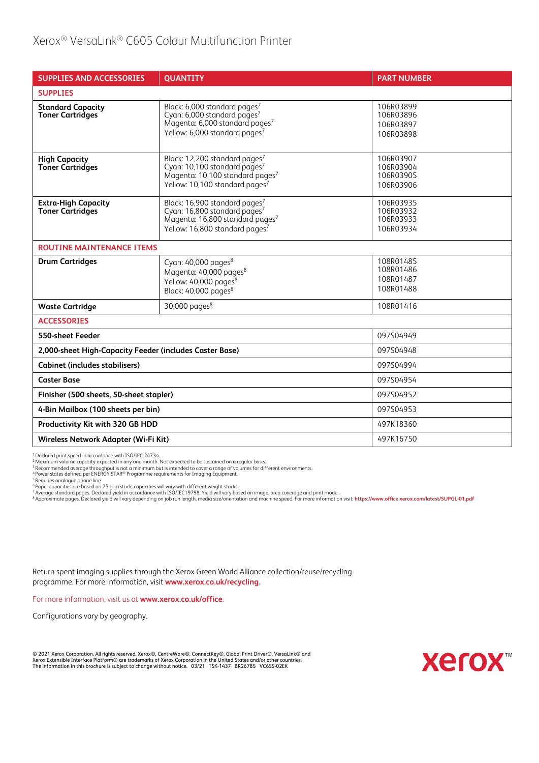# Xerox® VersaLink® C605 Colour Multifunction Printer

| SUPPLIES AND ACCESSORIES | QUANTITY | PART NUMBER |
|---|---|---|
| **SUPPLIES** | | |
| **Standard Capacity Toner Cartridges** | Black: 6,000 standard pages[7]<br>Cyan: 6,000 standard pages[7]<br>Magenta: 6,000 standard pages[7]<br>Yellow: 6,000 standard pages[7] | 106R03899<br>106R03896<br>106R03897<br>106R03898 |
| **High Capacity Toner Cartridges** | Black: 12,200 standard pages[7]<br>Cyan: 10,100 standard pages[7]<br>Magenta: 10,100 standard pages[7]<br>Yellow: 10,100 standard pages[7] | 106R03907<br>106R03904<br>106R03905<br>106R03906 |
| **Extra-High Capacity Toner Cartridges** | Black: 16,900 standard pages[7]<br>Cyan: 16,800 standard pages[7]<br>Magenta: 16,800 standard pages[7]<br>Yellow: 16,800 standard pages[7] | 106R03935<br>106R03932<br>106R03933<br>106R03934 |
| **ROUTINE MAINTENANCE ITEMS** | | |
| **Drum Cartridges** | Cyan: 40,000 pages[8]<br>Magenta: 40,000 pages[8]<br>Yellow: 40,000 pages[8]<br>Black: 40,000 pages[8] | 108R01485<br>108R01486<br>108R01487<br>108R01488 |
| **Waste Cartridge** | 30,000 pages[8] | 108R01416 |
| **ACCESSORIES** | | |
| **550-sheet Feeder** | | 097S04949 |
| **2,000-sheet High-Capacity Feeder (includes Caster Base)** | | 097S04948 |
| **Cabinet (includes stabilisers)** | | 097S04994 |
| **Caster Base** | | 097S04954 |
| **Finisher (500 sheets, 50-sheet stapler)** | | 097S04952 |
| **4-Bin Mailbox (100 sheets per bin)** | | 097S04953 |
| **Productivity Kit with 320 GB HDD** | | 497K18360 |
| **Wireless Network Adapter (Wi-Fi Kit)** | | 497K16750 |

[1] Declared print speed in accordance with ISO/IEC 24734.
[2] Maximum volume capacity expected in any one month. Not expected to be sustained on a regular basis.
[3] Recommended average throughput is not a minimum but is intended to cover a range of volumes for different environments.
[4] Power states defined per ENERGY STAR® Programme requirements for Imaging Equipment.
[5] Requires analogue phone line.
[6] Paper capacities are based on 75 gsm stock; capacities will vary with different weight stocks
[7] Average standard pages. Declared yield in accordance with ISO/IEC19798. Yield will vary based on image, area coverage and print mode.
[8] Approximate pages. Declared yield will vary depending on job run length, media size/orientation and machine speed. For more information visit: **https://www.office.xerox.com/latest/SUPGL-01.pdf**

Return spent imaging supplies through the Xerox Green World Alliance collection/reuse/recycling programme. For more information, visit **www.xerox.co.uk/recycling**.

For more information, visit us at **www.xerox.co.uk/office**.

Configurations vary by geography.

© 2021 Xerox Corporation. All rights reserved. Xerox®, CentreWare®, ConnectKey®, Global Print Driver®, VersaLink® and Xerox Extensible Interface Platform® are trademarks of Xerox Corporation in the United States and/or other countries. The information in this brochure is subject to change without notice. 03/21 TSK-1437 BR26785 VC6SS-02EK

xerox™